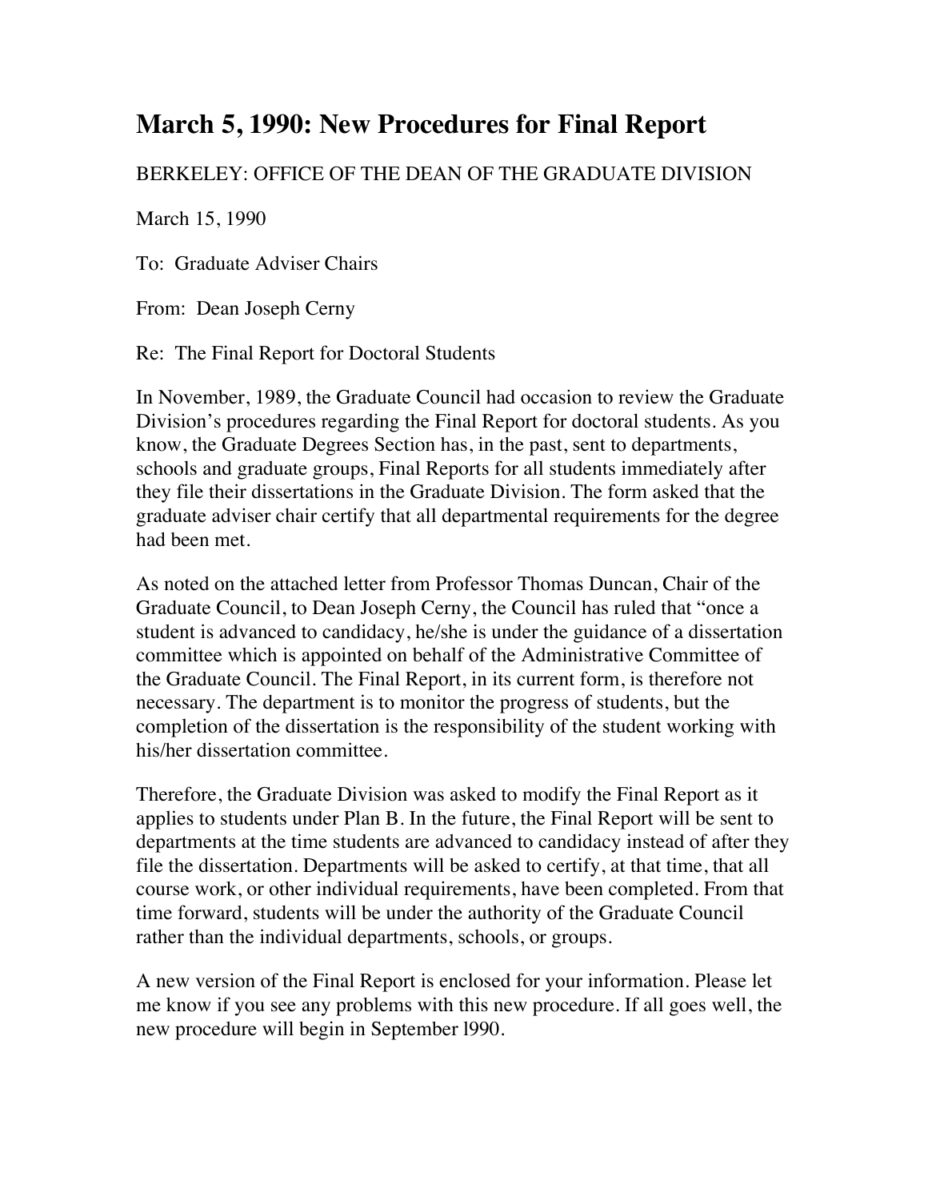# March 5, 1990: New Procedures for Final Report

BERKELEY: OFFICE OF THE DEAN OF THE GRADUATE DIVISION

March 15, 1990

To: Graduate Adviser Chairs

From: Dean Joseph Cerny

Re: The Final Report for Doctoral Students

In November, 1989, the Graduate Council had occasion to review the Graduate Division's procedures regarding the Final Report for doctoral students. As you know, the Graduate Degrees Section has, in the past, sent to departments, schools and graduate groups, Final Reports for all students immediately after they file their dissertations in the Graduate Division. The form asked that the graduate adviser chair certify that all departmental requirements for the degree had been met.

As noted on the attached letter from Professor Thomas Duncan, Chair of the Graduate Council, to Dean Joseph Cerny, the Council has ruled that "once a student is advanced to candidacy, he/she is under the guidance of a dissertation committee which is appointed on behalf of the Administrative Committee of the Graduate Council. The Final Report, in its current form, is therefore not necessary. The department is to monitor the progress of students, but the completion of the dissertation is the responsibility of the student working with his/her dissertation committee.

Therefore, the Graduate Division was asked to modify the Final Report as it applies to students under Plan B. In the future, the Final Report will be sent to departments at the time students are advanced to candidacy instead of after they file the dissertation. Departments will be asked to certify, at that time, that all course work, or other individual requirements, have been completed. From that time forward, students will be under the authority of the Graduate Council rather than the individual departments, schools, or groups.

A new version of the Final Report is enclosed for your information. Please let me know if you see any problems with this new procedure. If all goes well, the new procedure will begin in September l990.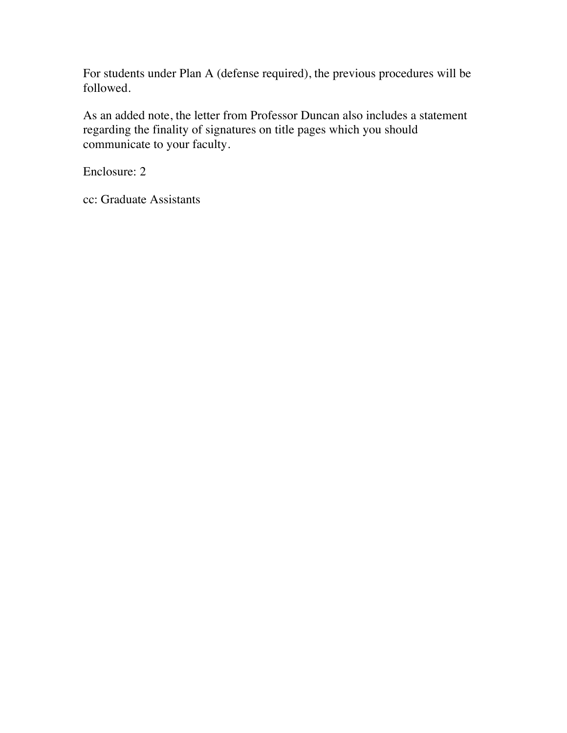For students under Plan A (defense required), the previous procedures will be followed.

As an added note, the letter from Professor Duncan also includes a statement regarding the finality of signatures on title pages which you should communicate to your faculty.

Enclosure: 2

cc: Graduate Assistants